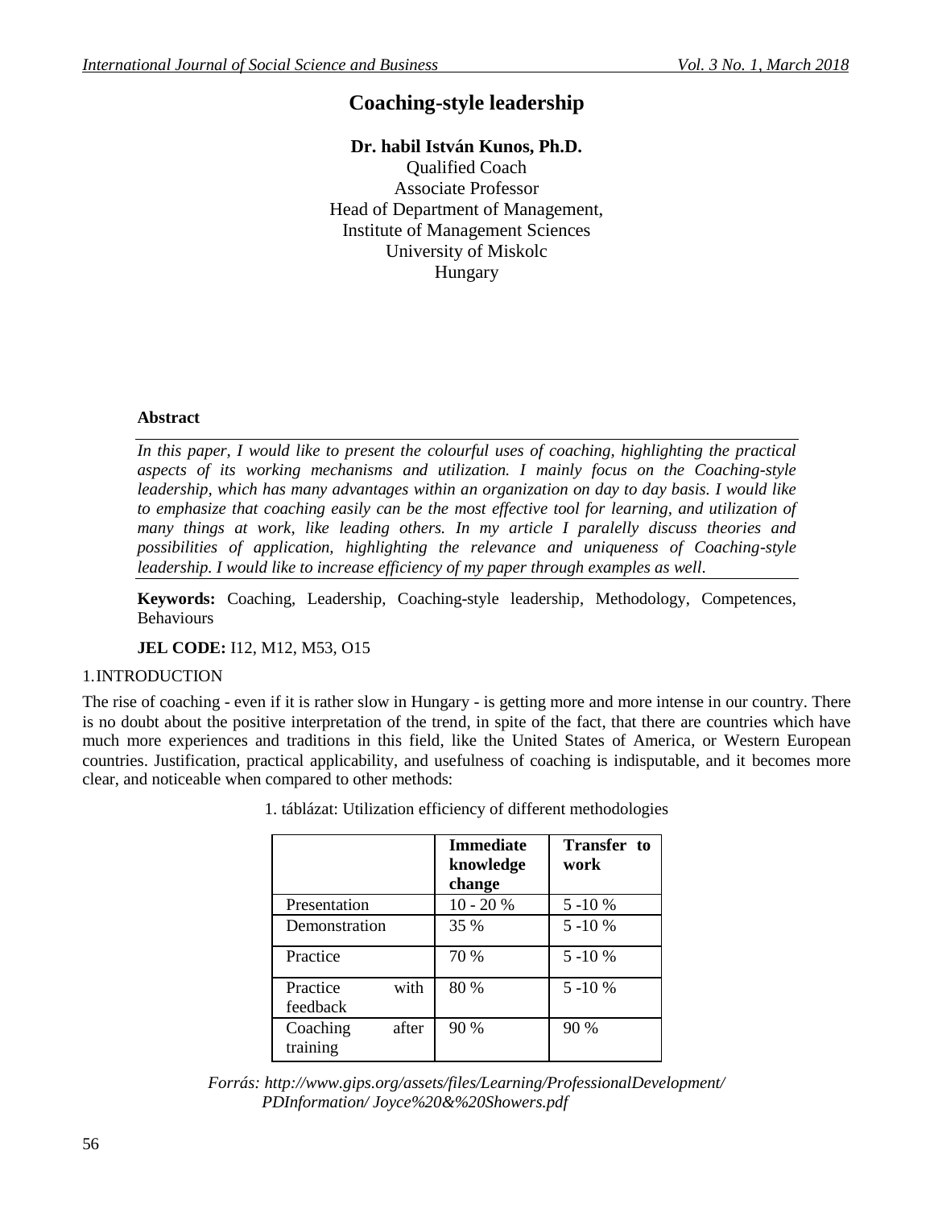# Coaching-style leadership

**Dr. habil István Kunos, Ph.D.**
Qualified Coach
Associate Professor
Head of Department of Management,
Institute of Management Sciences
University of Miskolc
Hungary

**Abstract**

*In this paper, I would like to present the colourful uses of coaching, highlighting the practical aspects of its working mechanisms and utilization. I mainly focus on the Coaching-style leadership, which has many advantages within an organization on day to day basis. I would like to emphasize that coaching easily can be the most effective tool for learning, and utilization of many things at work, like leading others. In my article I paralelly discuss theories and possibilities of application, highlighting the relevance and uniqueness of Coaching-style leadership. I would like to increase efficiency of my paper through examples as well.*

**Keywords:** Coaching, Leadership, Coaching-style leadership, Methodology, Competences, Behaviours

**JEL CODE:** I12, M12, M53, O15

## 1. INTRODUCTION

The rise of coaching - even if it is rather slow in Hungary - is getting more and more intense in our country. There is no doubt about the positive interpretation of the trend, in spite of the fact, that there are countries which have much more experiences and traditions in this field, like the United States of America, or Western European countries. Justification, practical applicability, and usefulness of coaching is indisputable, and it becomes more clear, and noticeable when compared to other methods:

1. táblázat: Utilization efficiency of different methodologies

| | **Immediate knowledge change** | **Transfer to work** |
|---|---|---|
| Presentation | 10 - 20 % | 5 -10 % |
| Demonstration | 35 % | 5 -10 % |
| Practice | 70 % | 5 -10 % |
| Practice with feedback | 80 % | 5 -10 % |
| Coaching after training | 90 % | 90 % |

*Forrás: http://www.gips.org/assets/files/Learning/ProfessionalDevelopment/PDInformation/ Joyce%20&%20Showers.pdf*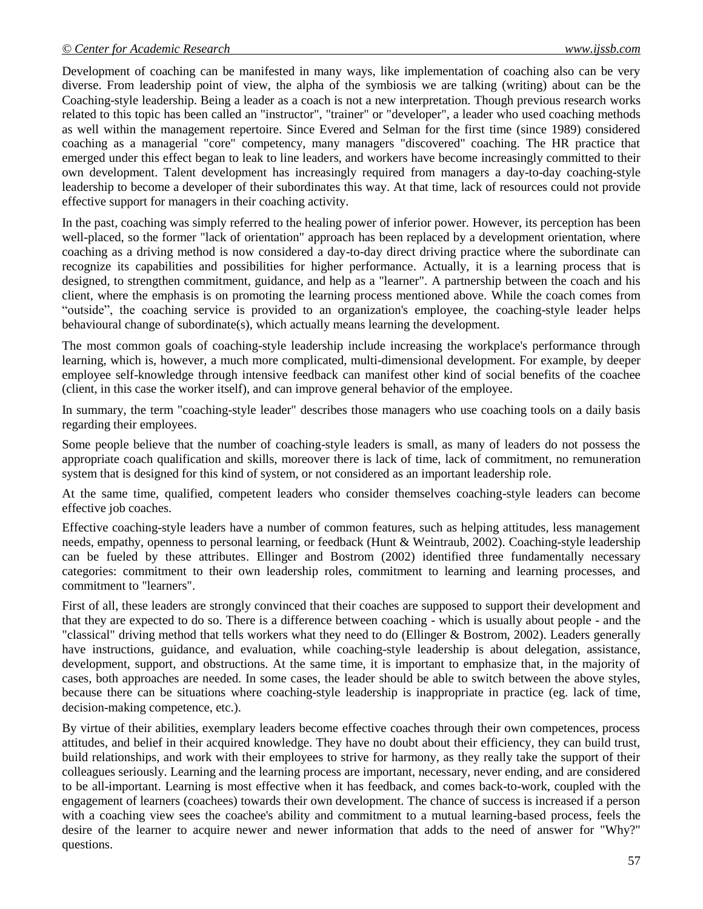Development of coaching can be manifested in many ways, like implementation of coaching also can be very diverse. From leadership point of view, the alpha of the symbiosis we are talking (writing) about can be the Coaching-style leadership. Being a leader as a coach is not a new interpretation. Though previous research works related to this topic has been called an "instructor", "trainer" or "developer", a leader who used coaching methods as well within the management repertoire. Since Evered and Selman for the first time (since 1989) considered coaching as a managerial "core" competency, many managers "discovered" coaching. The HR practice that emerged under this effect began to leak to line leaders, and workers have become increasingly committed to their own development. Talent development has increasingly required from managers a day-to-day coaching-style leadership to become a developer of their subordinates this way. At that time, lack of resources could not provide effective support for managers in their coaching activity.

In the past, coaching was simply referred to the healing power of inferior power. However, its perception has been well-placed, so the former "lack of orientation" approach has been replaced by a development orientation, where coaching as a driving method is now considered a day-to-day direct driving practice where the subordinate can recognize its capabilities and possibilities for higher performance. Actually, it is a learning process that is designed, to strengthen commitment, guidance, and help as a "learner". A partnership between the coach and his client, where the emphasis is on promoting the learning process mentioned above. While the coach comes from "outside", the coaching service is provided to an organization's employee, the coaching-style leader helps behavioural change of subordinate(s), which actually means learning the development.

The most common goals of coaching-style leadership include increasing the workplace's performance through learning, which is, however, a much more complicated, multi-dimensional development. For example, by deeper employee self-knowledge through intensive feedback can manifest other kind of social benefits of the coachee (client, in this case the worker itself), and can improve general behavior of the employee.

In summary, the term "coaching-style leader" describes those managers who use coaching tools on a daily basis regarding their employees.

Some people believe that the number of coaching-style leaders is small, as many of leaders do not possess the appropriate coach qualification and skills, moreover there is lack of time, lack of commitment, no remuneration system that is designed for this kind of system, or not considered as an important leadership role.

At the same time, qualified, competent leaders who consider themselves coaching-style leaders can become effective job coaches.

Effective coaching-style leaders have a number of common features, such as helping attitudes, less management needs, empathy, openness to personal learning, or feedback (Hunt & Weintraub, 2002). Coaching-style leadership can be fueled by these attributes. Ellinger and Bostrom (2002) identified three fundamentally necessary categories: commitment to their own leadership roles, commitment to learning and learning processes, and commitment to "learners".

First of all, these leaders are strongly convinced that their coaches are supposed to support their development and that they are expected to do so. There is a difference between coaching - which is usually about people - and the "classical" driving method that tells workers what they need to do (Ellinger & Bostrom, 2002). Leaders generally have instructions, guidance, and evaluation, while coaching-style leadership is about delegation, assistance, development, support, and obstructions. At the same time, it is important to emphasize that, in the majority of cases, both approaches are needed. In some cases, the leader should be able to switch between the above styles, because there can be situations where coaching-style leadership is inappropriate in practice (eg. lack of time, decision-making competence, etc.).

By virtue of their abilities, exemplary leaders become effective coaches through their own competences, process attitudes, and belief in their acquired knowledge. They have no doubt about their efficiency, they can build trust, build relationships, and work with their employees to strive for harmony, as they really take the support of their colleagues seriously. Learning and the learning process are important, necessary, never ending, and are considered to be all-important. Learning is most effective when it has feedback, and comes back-to-work, coupled with the engagement of learners (coachees) towards their own development. The chance of success is increased if a person with a coaching view sees the coachee's ability and commitment to a mutual learning-based process, feels the desire of the learner to acquire newer and newer information that adds to the need of answer for "Why?" questions.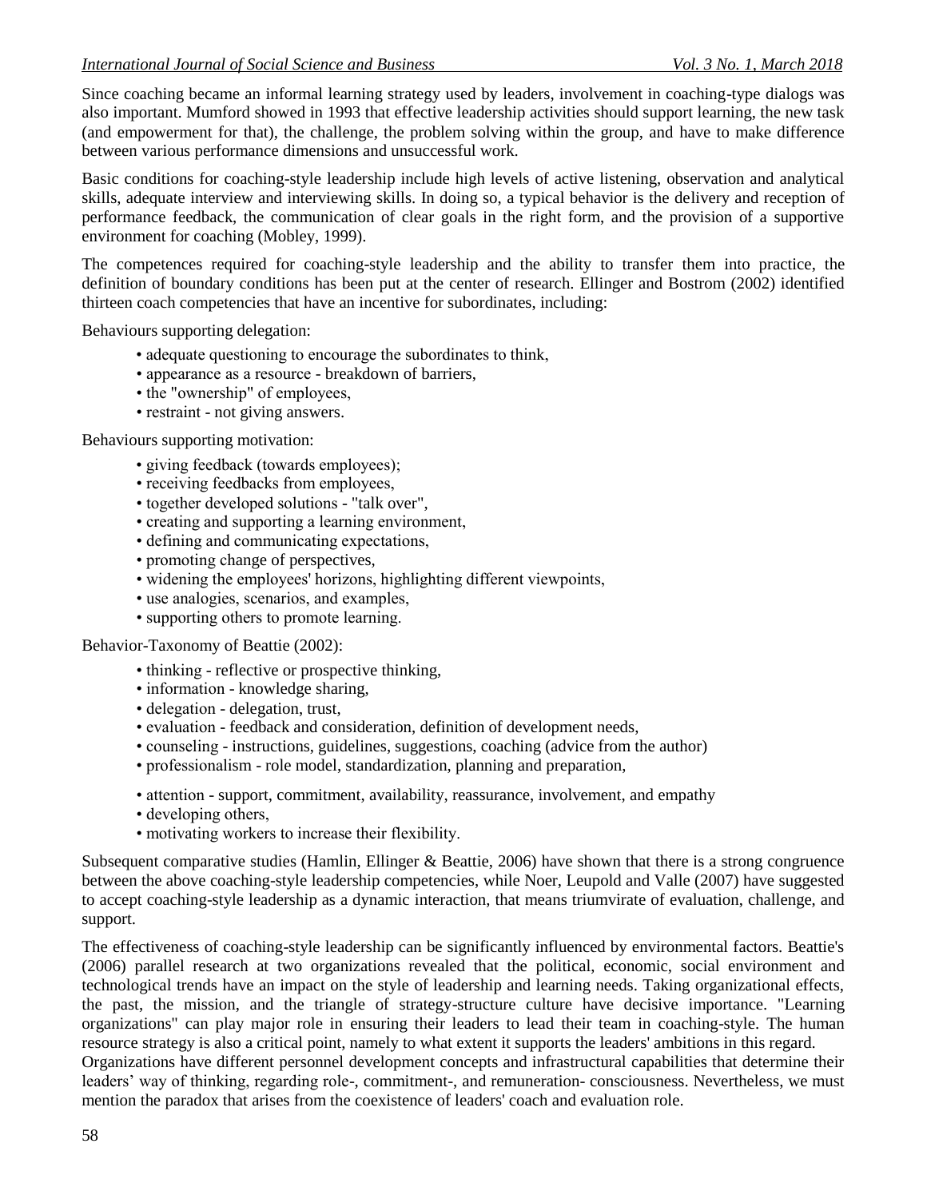Since coaching became an informal learning strategy used by leaders, involvement in coaching-type dialogs was also important. Mumford showed in 1993 that effective leadership activities should support learning, the new task (and empowerment for that), the challenge, the problem solving within the group, and have to make difference between various performance dimensions and unsuccessful work.

Basic conditions for coaching-style leadership include high levels of active listening, observation and analytical skills, adequate interview and interviewing skills. In doing so, a typical behavior is the delivery and reception of performance feedback, the communication of clear goals in the right form, and the provision of a supportive environment for coaching (Mobley, 1999).

The competences required for coaching-style leadership and the ability to transfer them into practice, the definition of boundary conditions has been put at the center of research. Ellinger and Bostrom (2002) identified thirteen coach competencies that have an incentive for subordinates, including:

Behaviours supporting delegation:

- adequate questioning to encourage the subordinates to think,
- appearance as a resource - breakdown of barriers,
- the "ownership" of employees,
- restraint - not giving answers.

Behaviours supporting motivation:

- giving feedback (towards employees);
- receiving feedbacks from employees,
- together developed solutions - "talk over",
- creating and supporting a learning environment,
- defining and communicating expectations,
- promoting change of perspectives,
- widening the employees' horizons, highlighting different viewpoints,
- use analogies, scenarios, and examples,
- supporting others to promote learning.

Behavior-Taxonomy of Beattie (2002):

- thinking - reflective or prospective thinking,
- information - knowledge sharing,
- delegation - delegation, trust,
- evaluation - feedback and consideration, definition of development needs,
- counseling - instructions, guidelines, suggestions, coaching (advice from the author)
- professionalism - role model, standardization, planning and preparation,
- attention - support, commitment, availability, reassurance, involvement, and empathy
- developing others,
- motivating workers to increase their flexibility.

Subsequent comparative studies (Hamlin, Ellinger & Beattie, 2006) have shown that there is a strong congruence between the above coaching-style leadership competencies, while Noer, Leupold and Valle (2007) have suggested to accept coaching-style leadership as a dynamic interaction, that means triumvirate of evaluation, challenge, and support.

The effectiveness of coaching-style leadership can be significantly influenced by environmental factors. Beattie's (2006) parallel research at two organizations revealed that the political, economic, social environment and technological trends have an impact on the style of leadership and learning needs. Taking organizational effects, the past, the mission, and the triangle of strategy-structure culture have decisive importance. "Learning organizations" can play major role in ensuring their leaders to lead their team in coaching-style. The human resource strategy is also a critical point, namely to what extent it supports the leaders' ambitions in this regard.
Organizations have different personnel development concepts and infrastructural capabilities that determine their leaders' way of thinking, regarding role-, commitment-, and remuneration- consciousness. Nevertheless, we must mention the paradox that arises from the coexistence of leaders' coach and evaluation role.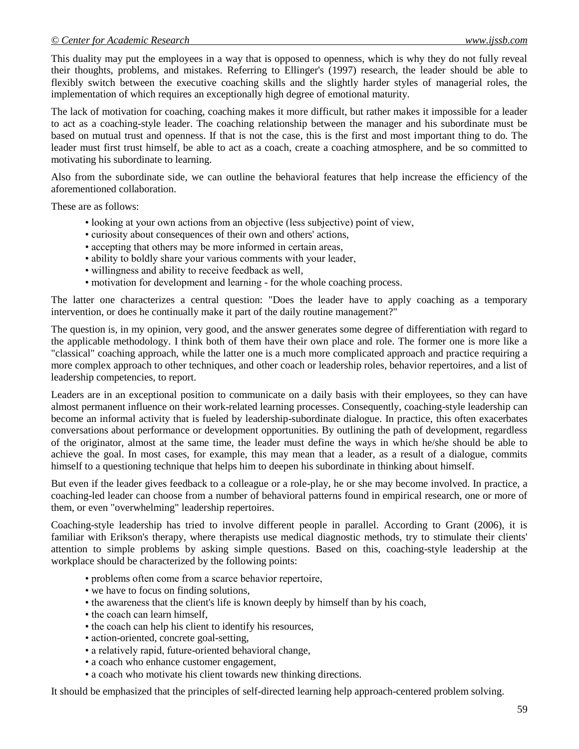This duality may put the employees in a way that is opposed to openness, which is why they do not fully reveal their thoughts, problems, and mistakes. Referring to Ellinger's (1997) research, the leader should be able to flexibly switch between the executive coaching skills and the slightly harder styles of managerial roles, the implementation of which requires an exceptionally high degree of emotional maturity.

The lack of motivation for coaching, coaching makes it more difficult, but rather makes it impossible for a leader to act as a coaching-style leader. The coaching relationship between the manager and his subordinate must be based on mutual trust and openness. If that is not the case, this is the first and most important thing to do. The leader must first trust himself, be able to act as a coach, create a coaching atmosphere, and be so committed to motivating his subordinate to learning.

Also from the subordinate side, we can outline the behavioral features that help increase the efficiency of the aforementioned collaboration.

These are as follows:

- looking at your own actions from an objective (less subjective) point of view,
- curiosity about consequences of their own and others' actions,
- accepting that others may be more informed in certain areas,
- ability to boldly share your various comments with your leader,
- willingness and ability to receive feedback as well,
- motivation for development and learning - for the whole coaching process.

The latter one characterizes a central question: "Does the leader have to apply coaching as a temporary intervention, or does he continually make it part of the daily routine management?"

The question is, in my opinion, very good, and the answer generates some degree of differentiation with regard to the applicable methodology. I think both of them have their own place and role. The former one is more like a "classical" coaching approach, while the latter one is a much more complicated approach and practice requiring a more complex approach to other techniques, and other coach or leadership roles, behavior repertoires, and a list of leadership competencies, to report.

Leaders are in an exceptional position to communicate on a daily basis with their employees, so they can have almost permanent influence on their work-related learning processes. Consequently, coaching-style leadership can become an informal activity that is fueled by leadership-subordinate dialogue. In practice, this often exacerbates conversations about performance or development opportunities. By outlining the path of development, regardless of the originator, almost at the same time, the leader must define the ways in which he/she should be able to achieve the goal. In most cases, for example, this may mean that a leader, as a result of a dialogue, commits himself to a questioning technique that helps him to deepen his subordinate in thinking about himself.

But even if the leader gives feedback to a colleague or a role-play, he or she may become involved. In practice, a coaching-led leader can choose from a number of behavioral patterns found in empirical research, one or more of them, or even "overwhelming" leadership repertoires.

Coaching-style leadership has tried to involve different people in parallel. According to Grant (2006), it is familiar with Erikson's therapy, where therapists use medical diagnostic methods, try to stimulate their clients' attention to simple problems by asking simple questions. Based on this, coaching-style leadership at the workplace should be characterized by the following points:

- problems often come from a scarce behavior repertoire,
- we have to focus on finding solutions,
- the awareness that the client's life is known deeply by himself than by his coach,
- the coach can learn himself,
- the coach can help his client to identify his resources,
- action-oriented, concrete goal-setting,
- a relatively rapid, future-oriented behavioral change,
- a coach who enhance customer engagement,
- a coach who motivate his client towards new thinking directions.

It should be emphasized that the principles of self-directed learning help approach-centered problem solving.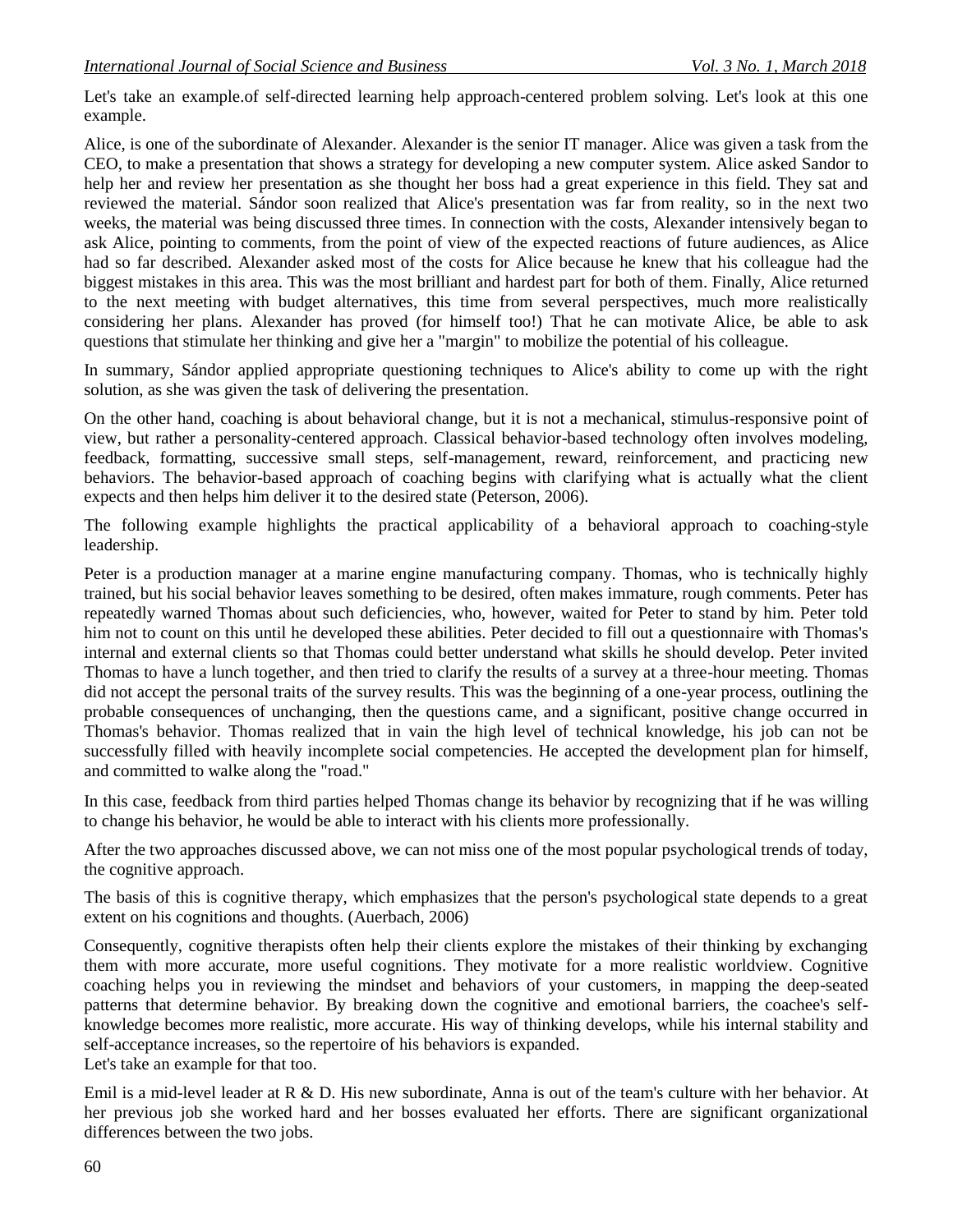Let's take an example.of self-directed learning help approach-centered problem solving. Let's look at this one example.

Alice, is one of the subordinate of Alexander. Alexander is the senior IT manager. Alice was given a task from the CEO, to make a presentation that shows a strategy for developing a new computer system. Alice asked Sandor to help her and review her presentation as she thought her boss had a great experience in this field. They sat and reviewed the material. Sándor soon realized that Alice's presentation was far from reality, so in the next two weeks, the material was being discussed three times. In connection with the costs, Alexander intensively began to ask Alice, pointing to comments, from the point of view of the expected reactions of future audiences, as Alice had so far described. Alexander asked most of the costs for Alice because he knew that his colleague had the biggest mistakes in this area. This was the most brilliant and hardest part for both of them. Finally, Alice returned to the next meeting with budget alternatives, this time from several perspectives, much more realistically considering her plans. Alexander has proved (for himself too!) That he can motivate Alice, be able to ask questions that stimulate her thinking and give her a "margin" to mobilize the potential of his colleague.

In summary, Sándor applied appropriate questioning techniques to Alice's ability to come up with the right solution, as she was given the task of delivering the presentation.

On the other hand, coaching is about behavioral change, but it is not a mechanical, stimulus-responsive point of view, but rather a personality-centered approach. Classical behavior-based technology often involves modeling, feedback, formatting, successive small steps, self-management, reward, reinforcement, and practicing new behaviors. The behavior-based approach of coaching begins with clarifying what is actually what the client expects and then helps him deliver it to the desired state (Peterson, 2006).

The following example highlights the practical applicability of a behavioral approach to coaching-style leadership.

Peter is a production manager at a marine engine manufacturing company. Thomas, who is technically highly trained, but his social behavior leaves something to be desired, often makes immature, rough comments. Peter has repeatedly warned Thomas about such deficiencies, who, however, waited for Peter to stand by him. Peter told him not to count on this until he developed these abilities. Peter decided to fill out a questionnaire with Thomas's internal and external clients so that Thomas could better understand what skills he should develop. Peter invited Thomas to have a lunch together, and then tried to clarify the results of a survey at a three-hour meeting. Thomas did not accept the personal traits of the survey results. This was the beginning of a one-year process, outlining the probable consequences of unchanging, then the questions came, and a significant, positive change occurred in Thomas's behavior. Thomas realized that in vain the high level of technical knowledge, his job can not be successfully filled with heavily incomplete social competencies. He accepted the development plan for himself, and committed to walke along the "road."

In this case, feedback from third parties helped Thomas change its behavior by recognizing that if he was willing to change his behavior, he would be able to interact with his clients more professionally.

After the two approaches discussed above, we can not miss one of the most popular psychological trends of today, the cognitive approach.

The basis of this is cognitive therapy, which emphasizes that the person's psychological state depends to a great extent on his cognitions and thoughts. (Auerbach, 2006)

Consequently, cognitive therapists often help their clients explore the mistakes of their thinking by exchanging them with more accurate, more useful cognitions. They motivate for a more realistic worldview. Cognitive coaching helps you in reviewing the mindset and behaviors of your customers, in mapping the deep-seated patterns that determine behavior. By breaking down the cognitive and emotional barriers, the coachee's self-knowledge becomes more realistic, more accurate. His way of thinking develops, while his internal stability and self-acceptance increases, so the repertoire of his behaviors is expanded.
Let's take an example for that too.

Emil is a mid-level leader at R & D. His new subordinate, Anna is out of the team's culture with her behavior. At her previous job she worked hard and her bosses evaluated her efforts. There are significant organizational differences between the two jobs.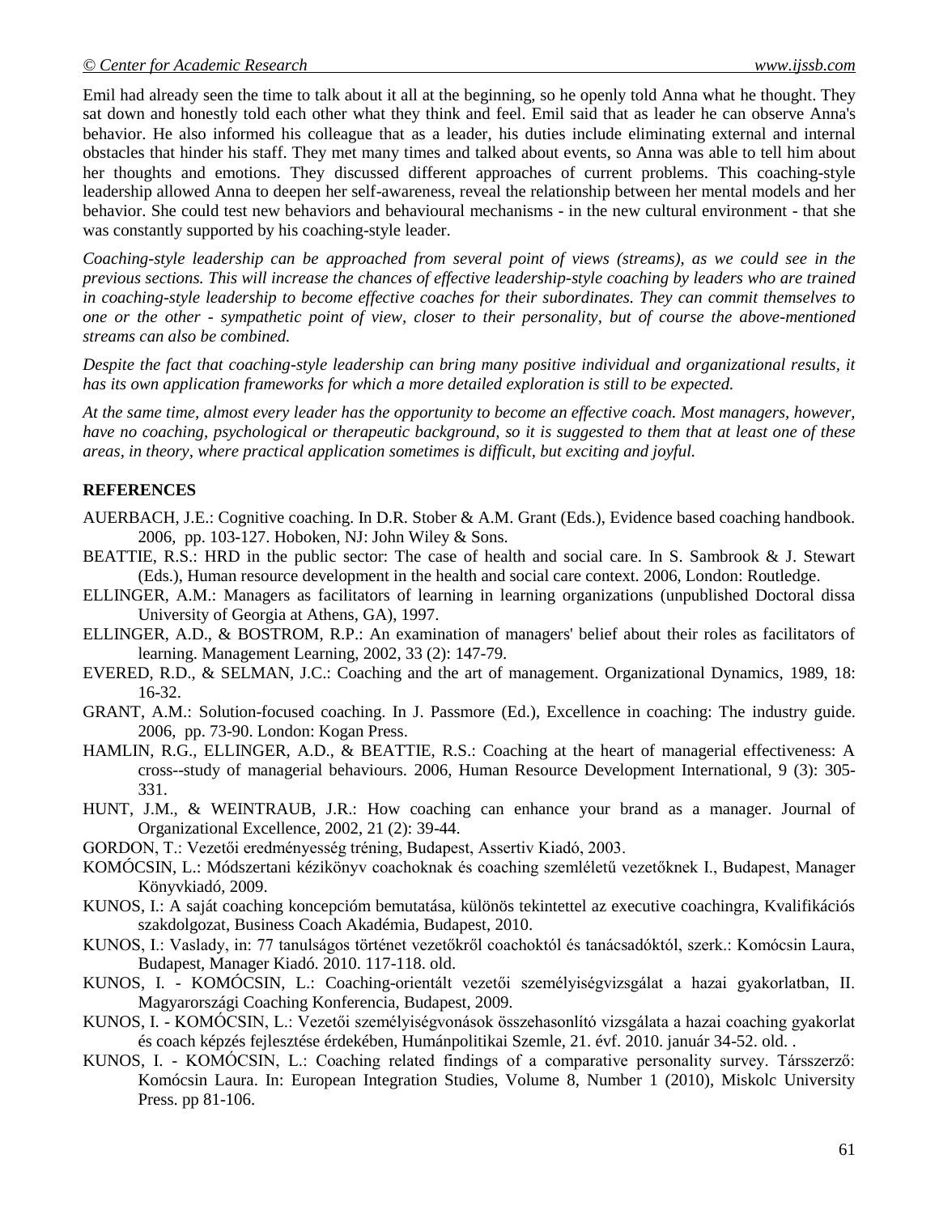Emil had already seen the time to talk about it all at the beginning, so he openly told Anna what he thought. They sat down and honestly told each other what they think and feel. Emil said that as leader he can observe Anna's behavior. He also informed his colleague that as a leader, his duties include eliminating external and internal obstacles that hinder his staff. They met many times and talked about events, so Anna was able to tell him about her thoughts and emotions. They discussed different approaches of current problems. This coaching-style leadership allowed Anna to deepen her self-awareness, reveal the relationship between her mental models and her behavior. She could test new behaviors and behavioural mechanisms - in the new cultural environment - that she was constantly supported by his coaching-style leader.

*Coaching-style leadership can be approached from several point of views (streams), as we could see in the previous sections. This will increase the chances of effective leadership-style coaching by leaders who are trained in coaching-style leadership to become effective coaches for their subordinates. They can commit themselves to one or the other - sympathetic point of view, closer to their personality, but of course the above-mentioned streams can also be combined.*

*Despite the fact that coaching-style leadership can bring many positive individual and organizational results, it has its own application frameworks for which a more detailed exploration is still to be expected.*

*At the same time, almost every leader has the opportunity to become an effective coach. Most managers, however, have no coaching, psychological or therapeutic background, so it is suggested to them that at least one of these areas, in theory, where practical application sometimes is difficult, but exciting and joyful.*

**REFERENCES**

AUERBACH, J.E.: Cognitive coaching. In D.R. Stober & A.M. Grant (Eds.), Evidence based coaching handbook. 2006, pp. 103-127. Hoboken, NJ: John Wiley & Sons.

BEATTIE, R.S.: HRD in the public sector: The case of health and social care. In S. Sambrook & J. Stewart (Eds.), Human resource development in the health and social care context. 2006, London: Routledge.

ELLINGER, A.M.: Managers as facilitators of learning in learning organizations (unpublished Doctoral dissa University of Georgia at Athens, GA), 1997.

ELLINGER, A.D., & BOSTROM, R.P.: An examination of managers' belief about their roles as facilitators of learning. Management Learning, 2002, 33 (2): 147-79.

EVERED, R.D., & SELMAN, J.C.: Coaching and the art of management. Organizational Dynamics, 1989, 18: 16-32.

GRANT, A.M.: Solution-focused coaching. In J. Passmore (Ed.), Excellence in coaching: The industry guide. 2006, pp. 73-90. London: Kogan Press.

HAMLIN, R.G., ELLINGER, A.D., & BEATTIE, R.S.: Coaching at the heart of managerial effectiveness: A cross--study of managerial behaviours. 2006, Human Resource Development International, 9 (3): 305-331.

HUNT, J.M., & WEINTRAUB, J.R.: How coaching can enhance your brand as a manager. Journal of Organizational Excellence, 2002, 21 (2): 39-44.

GORDON, T.: Vezetői eredményesség tréning, Budapest, Assertiv Kiadó, 2003.

KOMÓCSIN, L.: Módszertani kézikönyv coachoknak és coaching szemléletű vezetőknek I., Budapest, Manager Könyvkiadó, 2009.

KUNOS, I.: A saját coaching koncepcióm bemutatása, különös tekintettel az executive coachingra, Kvalifikációs szakdolgozat, Business Coach Akadémia, Budapest, 2010.

KUNOS, I.: Vaslady, in: 77 tanulságos történet vezetőkről coachoktól és tanácsadóktól, szerk.: Komócsin Laura, Budapest, Manager Kiadó. 2010. 117-118. old.

KUNOS, I. - KOMÓCSIN, L.: Coaching-orientált vezetői személyiségvizsgálat a hazai gyakorlatban, II. Magyarországi Coaching Konferencia, Budapest, 2009.

KUNOS, I. - KOMÓCSIN, L.: Vezetői személyiségvonások összehasonlító vizsgálata a hazai coaching gyakorlat és coach képzés fejlesztése érdekében, Humánpolitikai Szemle, 21. évf. 2010. január 34-52. old. .

KUNOS, I. - KOMÓCSIN, L.: Coaching related findings of a comparative personality survey. Társszerző: Komócsin Laura. In: European Integration Studies, Volume 8, Number 1 (2010), Miskolc University Press. pp 81-106.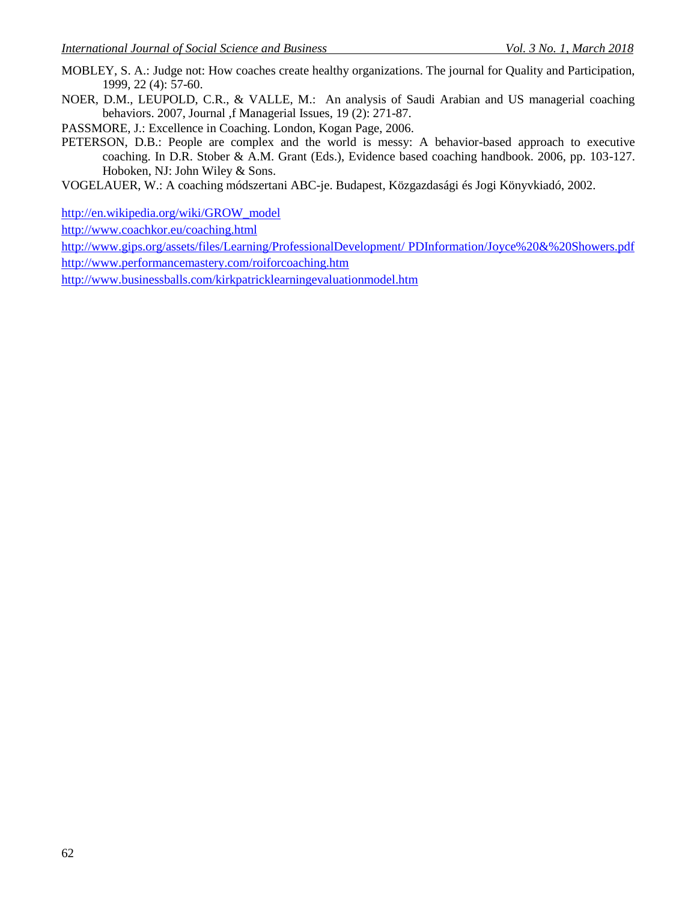MOBLEY, S. A.: Judge not: How coaches create healthy organizations. The journal for Quality and Participation, 1999, 22 (4): 57-60.

NOER, D.M., LEUPOLD, C.R., & VALLE, M.: An analysis of Saudi Arabian and US managerial coaching behaviors. 2007, Journal ,f Managerial Issues, 19 (2): 271-87.

PASSMORE, J.: Excellence in Coaching. London, Kogan Page, 2006.

PETERSON, D.B.: People are complex and the world is messy: A behavior-based approach to executive coaching. In D.R. Stober & A.M. Grant (Eds.), Evidence based coaching handbook. 2006, pp. 103-127. Hoboken, NJ: John Wiley & Sons.

VOGELAUER, W.: A coaching módszertani ABC-je. Budapest, Közgazdasági és Jogi Könyvkiadó, 2002.

http://en.wikipedia.org/wiki/GROW_model

http://www.coachkor.eu/coaching.html

http://www.gips.org/assets/files/Learning/ProfessionalDevelopment/ PDInformation/Joyce%20&%20Showers.pdf

http://www.performancemastery.com/roiforcoaching.htm

http://www.businessballs.com/kirkpatricklearningevaluationmodel.htm